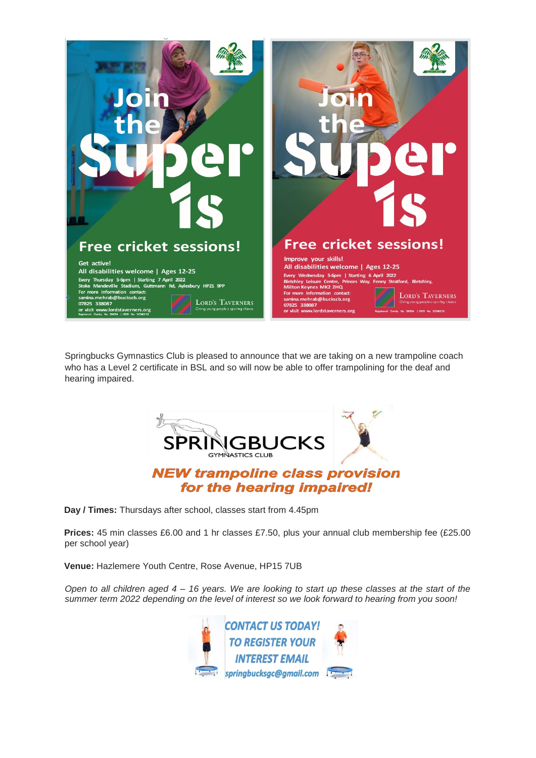# Join the Super 1s

## Free cricket sessions!

**Get active!**

**All disabilities welcome | Ages 12-25**

Every Thursday 5-6pm | Starting 7 April 2022
Stoke Mandeville Stadium, Guttmann Rd, Aylesbury HP21 9PP
For more information contact:
samina.mehrab@buckscb.org
07825 338087
or visit www.lordstaverners.org

LORD'S TAVERNERS — Giving young people a sporting chance

# Join the Super 1s

## Free cricket sessions!

**Improve your skills!**

**All disabilities welcome | Ages 12-25**

Every Wednesday 5-6pm | Starting 6 April 2022
Bletchley Leisure Centre, Princes Way, Fenny Stratford, Bletchley, Milton Keynes MK2 2HQ
For more information contact:
samina.mehrab@buckscb.org
07825 338087
or visit www.lordstaverners.org

LORD'S TAVERNERS — Giving young people a sporting chance

Springbucks Gymnastics Club is pleased to announce that we are taking on a new trampoline coach who has a Level 2 certificate in BSL and so will now be able to offer trampolining for the deaf and hearing impaired.

SPRINGBUCKS GYMNASTICS CLUB

## *NEW trampoline class provision for the hearing impaired!*

**Day / Times:** Thursdays after school, classes start from 4.45pm

**Prices:** 45 min classes £6.00 and 1 hr classes £7.50, plus your annual club membership fee (£25.00 per school year)

**Venue:** Hazlemere Youth Centre, Rose Avenue, HP15 7UB

*Open to all children aged 4 – 16 years. We are looking to start up these classes at the start of the summer term 2022 depending on the level of interest so we look forward to hearing from you soon!*

**CONTACT US TODAY! TO REGISTER YOUR INTEREST EMAIL springbucksgc@gmail.com**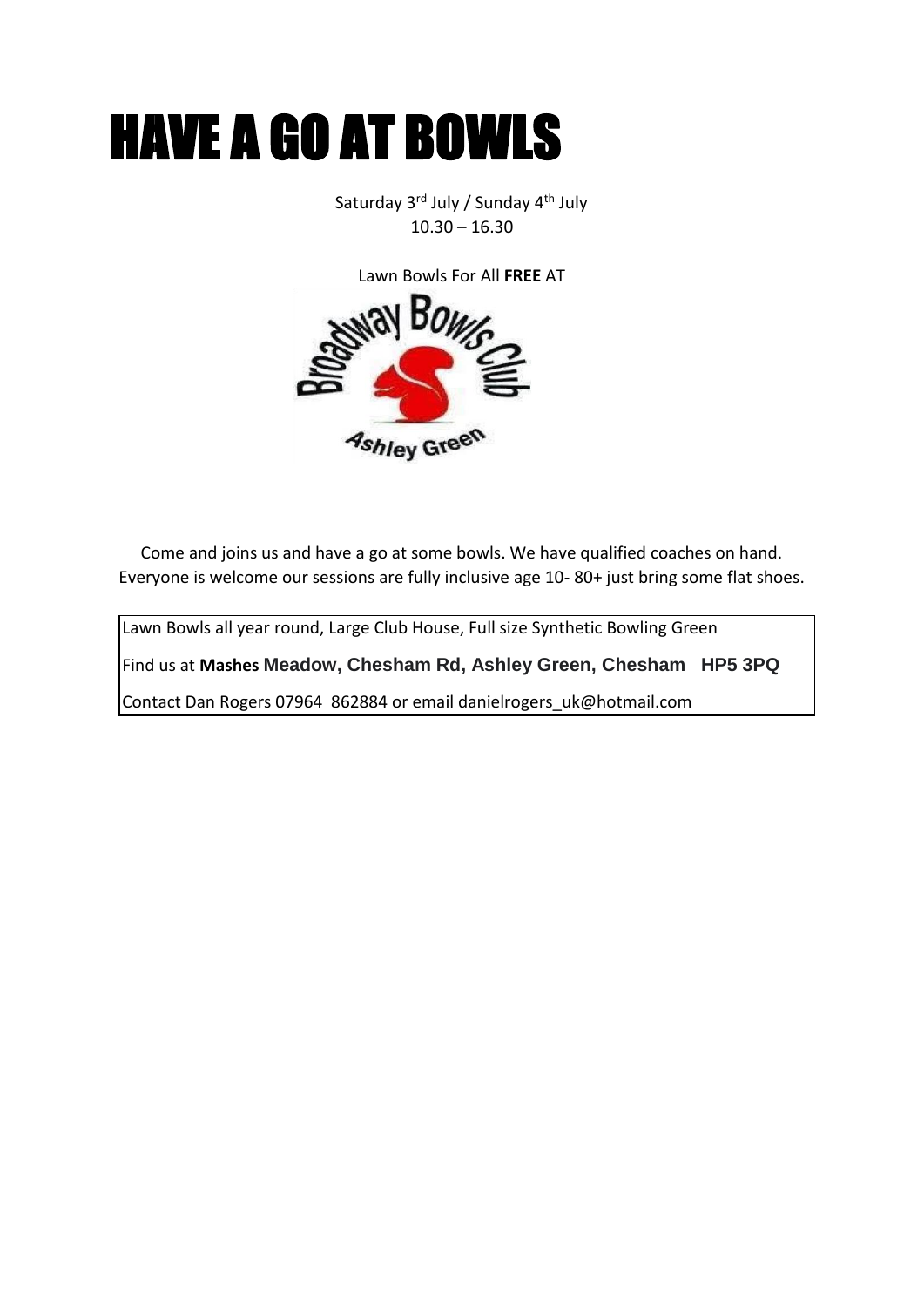# HAVE A GO AT BOWLS

Saturday 3rd July / Sunday 4th July
10.30 – 16.30

Lawn Bowls For All **FREE** AT

Broadway Bowls Club
Ashley Green

Come and joins us and have a go at some bowls. We have qualified coaches on hand. Everyone is welcome our sessions are fully inclusive age 10- 80+ just bring some flat shoes.

Lawn Bowls all year round, Large Club House, Full size Synthetic Bowling Green

Find us at **Mashes Meadow, Chesham Rd, Ashley Green, Chesham HP5 3PQ**

Contact Dan Rogers 07964 862884 or email danielrogers_uk@hotmail.com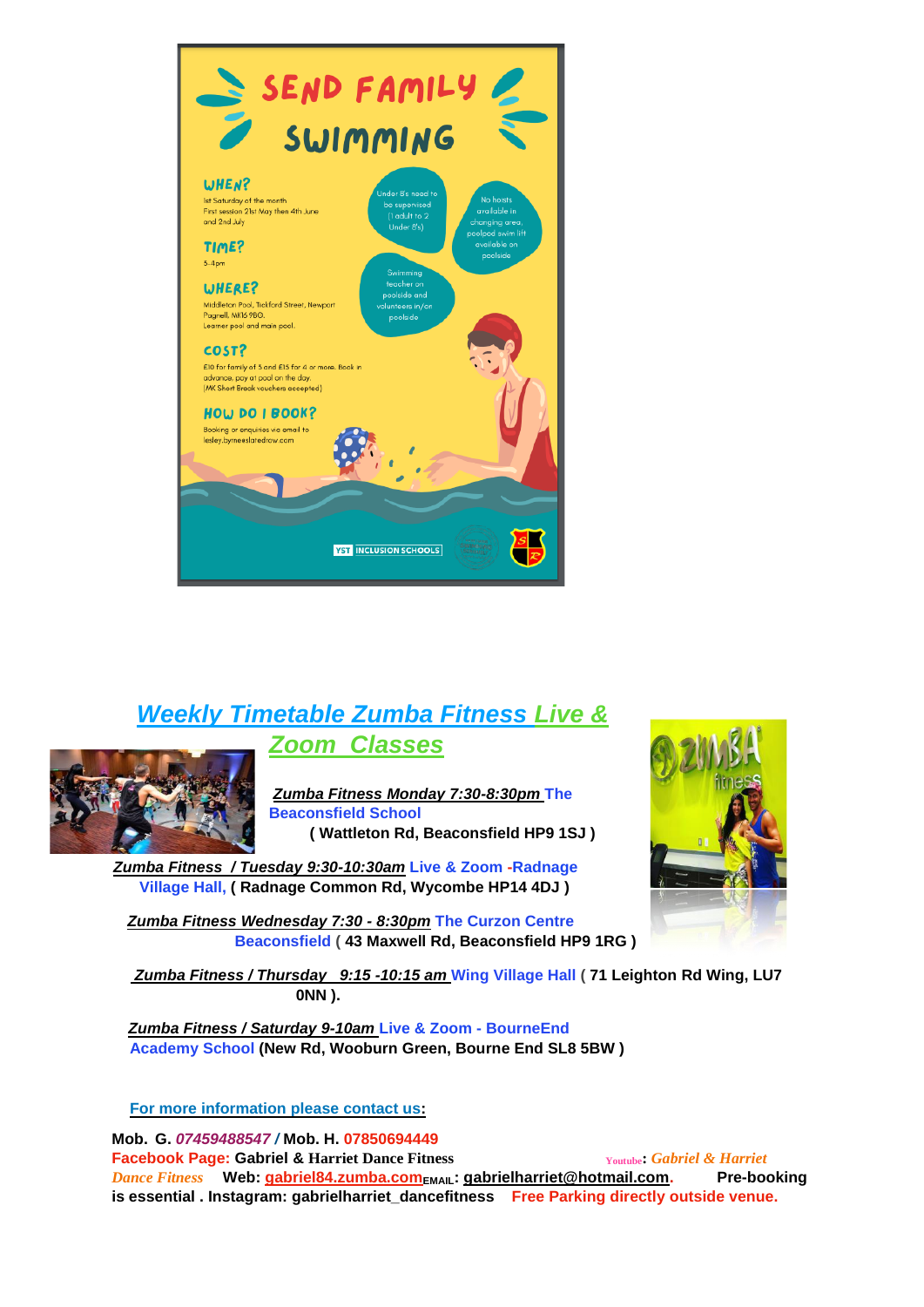# SEND FAMILY SWIMMING

**WHEN?**
1st Saturday of the month
First session 21st May then 4th June and 2nd July

**TIME?**
3-4pm

**WHERE?**
Middleton Pool, Tickford Street, Newport Pagnell, MK16 9BG.
Learner pool and main pool.

**COST?**
£10 for family of 3 and £15 for 4 or more. Book in advance, pay at pool on the day.
(MK Short Break vouchers accepted)

**HOW DO I BOOK?**
Booking or enquiries via email to lesley.byrne@slatedrow.com

Under 8's need to be supervised (1 adult to 2 Under 8's)

No hoists available in changing area, poolpod swim lift available on poolside

Swimming teacher on poolside and volunteers in/on poolside

YST INCLUSION SCHOOLS

## *Weekly Timetable Zumba Fitness Live & Zoom Classes*

***Zumba Fitness Monday 7:30-8:30pm*** **The Beaconsfield School ( Wattleton Rd, Beaconsfield HP9 1SJ )**

***Zumba Fitness / Tuesday 9:30-10:30am*** **Live & Zoom -Radnage Village Hall, ( Radnage Common Rd, Wycombe HP14 4DJ )**

***Zumba Fitness Wednesday 7:30 - 8:30pm*** **The Curzon Centre Beaconsfield ( 43 Maxwell Rd, Beaconsfield HP9 1RG )**

***Zumba Fitness / Thursday 9:15 -10:15 am*** **Wing Village Hall ( 71 Leighton Rd Wing, LU7 0NN ).**

***Zumba Fitness / Saturday 9-10am*** **Live & Zoom - BourneEnd Academy School (New Rd, Wooburn Green, Bourne End SL8 5BW )**

**For more information please contact us:**

**Mob. G.** ***07459488547*** **/ Mob. H. 07850694449**
**Facebook Page: Gabriel & Harriet Dance Fitness** **Youtube:** ***Gabriel & Harriet Dance Fitness*** **Web: gabriel84.zumba.com EMAIL: gabrielharriet@hotmail.com. Pre-booking is essential . Instagram: gabrielharriet_dancefitness** **Free Parking directly outside venue.**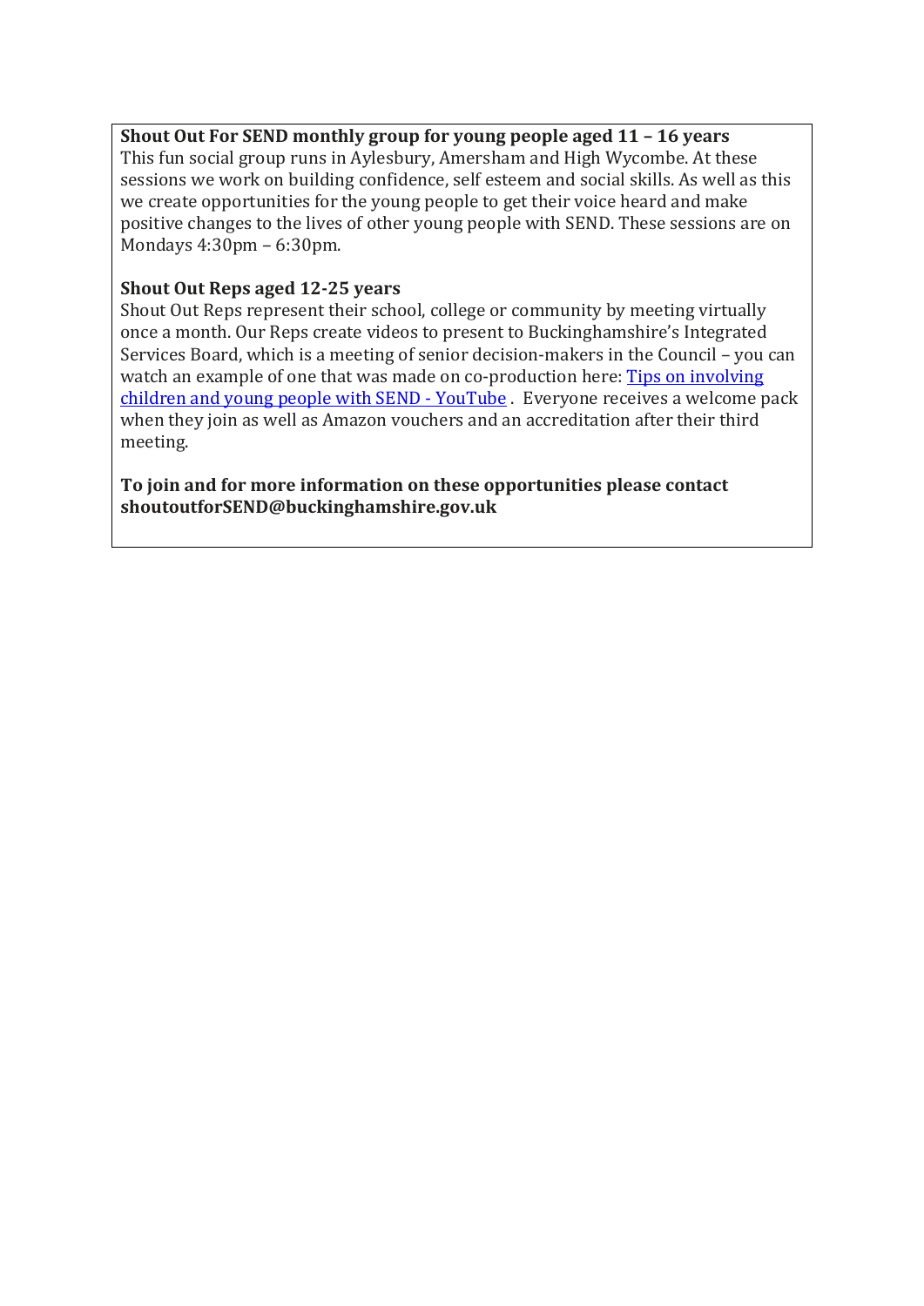**Shout Out For SEND monthly group for young people aged 11 – 16 years**

This fun social group runs in Aylesbury, Amersham and High Wycombe. At these sessions we work on building confidence, self esteem and social skills. As well as this we create opportunities for the young people to get their voice heard and make positive changes to the lives of other young people with SEND. These sessions are on Mondays 4:30pm – 6:30pm.

**Shout Out Reps aged 12-25 years**

Shout Out Reps represent their school, college or community by meeting virtually once a month. Our Reps create videos to present to Buckinghamshire's Integrated Services Board, which is a meeting of senior decision-makers in the Council – you can watch an example of one that was made on co-production here: Tips on involving children and young people with SEND - YouTube . Everyone receives a welcome pack when they join as well as Amazon vouchers and an accreditation after their third meeting.

**To join and for more information on these opportunities please contact shoutoutforSEND@buckinghamshire.gov.uk**